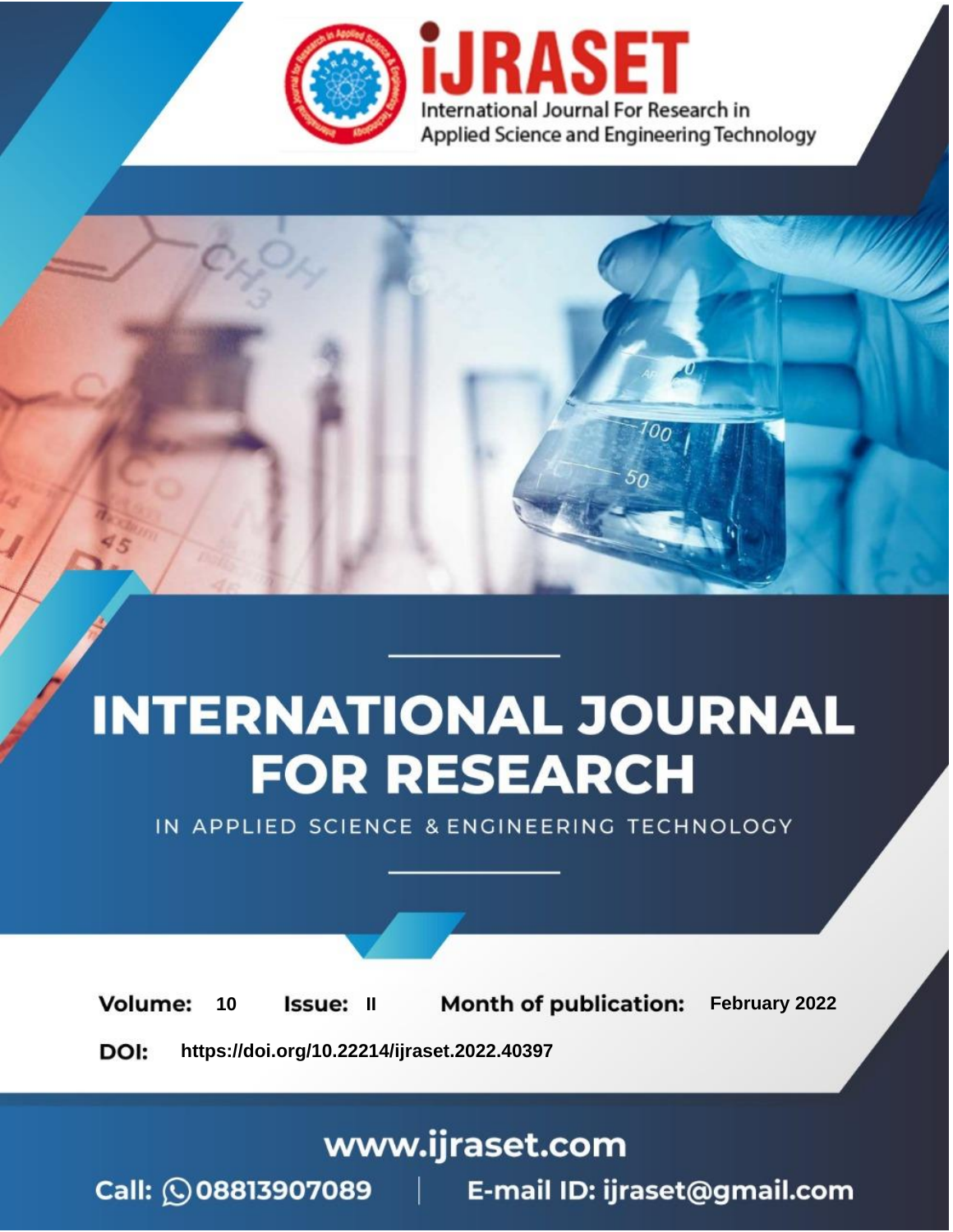International Journal For Research in Applied Science and Engineering Technology

# INTERNATIONAL JOURNAL FOR RESEARCH

IN APPLIED SCIENCE & ENGINEERING TECHNOLOGY

**Volume:** 10 **Issue:** II **Month of publication:** February 2022

**DOI:** https://doi.org/10.22214/ijraset.2022.40397

www.ijraset.com

Call: 08813907089 | E-mail ID: ijraset@gmail.com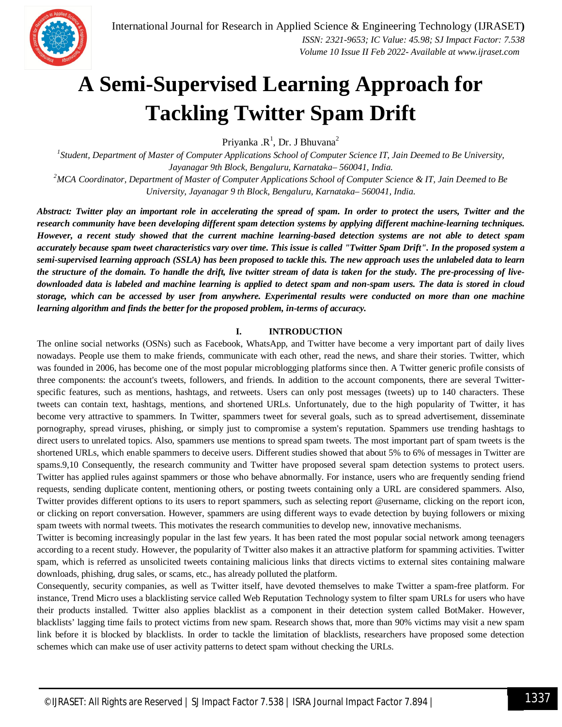// Note: The page header (journal name, ISSN, volume info) and footer (copyright, page number 1337) were omitted per instructions.

# A Semi-Supervised Learning Approach for Tackling Twitter Spam Drift

Priyanka .R[1], Dr. J Bhuvana[2]

[1]*Student, Department of Master of Computer Applications School of Computer Science IT, Jain Deemed to Be University, Jayanagar 9th Block, Bengaluru, Karnataka– 560041, India.*

[2]*MCA Coordinator, Department of Master of Computer Applications School of Computer Science & IT, Jain Deemed to Be University, Jayanagar 9 th Block, Bengaluru, Karnataka– 560041, India.*

***Abstract: Twitter play an important role in accelerating the spread of spam. In order to protect the users, Twitter and the research community have been developing different spam detection systems by applying different machine-learning techniques. However, a recent study showed that the current machine learning-based detection systems are not able to detect spam accurately because spam tweet characteristics vary over time. This issue is called "Twitter Spam Drift". In the proposed system a semi-supervised learning approach (SSLA) has been proposed to tackle this. The new approach uses the unlabeled data to learn the structure of the domain. To handle the drift, live twitter stream of data is taken for the study. The pre-processing of live-downloaded data is labeled and machine learning is applied to detect spam and non-spam users. The data is stored in cloud storage, which can be accessed by user from anywhere. Experimental results were conducted on more than one machine learning algorithm and finds the better for the proposed problem, in-terms of accuracy.***

## I. INTRODUCTION

The online social networks (OSNs) such as Facebook, WhatsApp, and Twitter have become a very important part of daily lives nowadays. People use them to make friends, communicate with each other, read the news, and share their stories. Twitter, which was founded in 2006, has become one of the most popular microblogging platforms since then. A Twitter generic profile consists of three components: the account's tweets, followers, and friends. In addition to the account components, there are several Twitter-specific features, such as mentions, hashtags, and retweets. Users can only post messages (tweets) up to 140 characters. These tweets can contain text, hashtags, mentions, and shortened URLs. Unfortunately, due to the high popularity of Twitter, it has become very attractive to spammers. In Twitter, spammers tweet for several goals, such as to spread advertisement, disseminate pornography, spread viruses, phishing, or simply just to compromise a system's reputation. Spammers use trending hashtags to direct users to unrelated topics. Also, spammers use mentions to spread spam tweets. The most important part of spam tweets is the shortened URLs, which enable spammers to deceive users. Different studies showed that about 5% to 6% of messages in Twitter are spams.9,10 Consequently, the research community and Twitter have proposed several spam detection systems to protect users. Twitter has applied rules against spammers or those who behave abnormally. For instance, users who are frequently sending friend requests, sending duplicate content, mentioning others, or posting tweets containing only a URL are considered spammers. Also, Twitter provides different options to its users to report spammers, such as selecting report @username, clicking on the report icon, or clicking on report conversation. However, spammers are using different ways to evade detection by buying followers or mixing spam tweets with normal tweets. This motivates the research communities to develop new, innovative mechanisms.

Twitter is becoming increasingly popular in the last few years. It has been rated the most popular social network among teenagers according to a recent study. However, the popularity of Twitter also makes it an attractive platform for spamming activities. Twitter spam, which is referred as unsolicited tweets containing malicious links that directs victims to external sites containing malware downloads, phishing, drug sales, or scams, etc., has already polluted the platform.

Consequently, security companies, as well as Twitter itself, have devoted themselves to make Twitter a spam-free platform. For instance, Trend Micro uses a blacklisting service called Web Reputation Technology system to filter spam URLs for users who have their products installed. Twitter also applies blacklist as a component in their detection system called BotMaker. However, blacklists' lagging time fails to protect victims from new spam. Research shows that, more than 90% victims may visit a new spam link before it is blocked by blacklists. In order to tackle the limitation of blacklists, researchers have proposed some detection schemes which can make use of user activity patterns to detect spam without checking the URLs.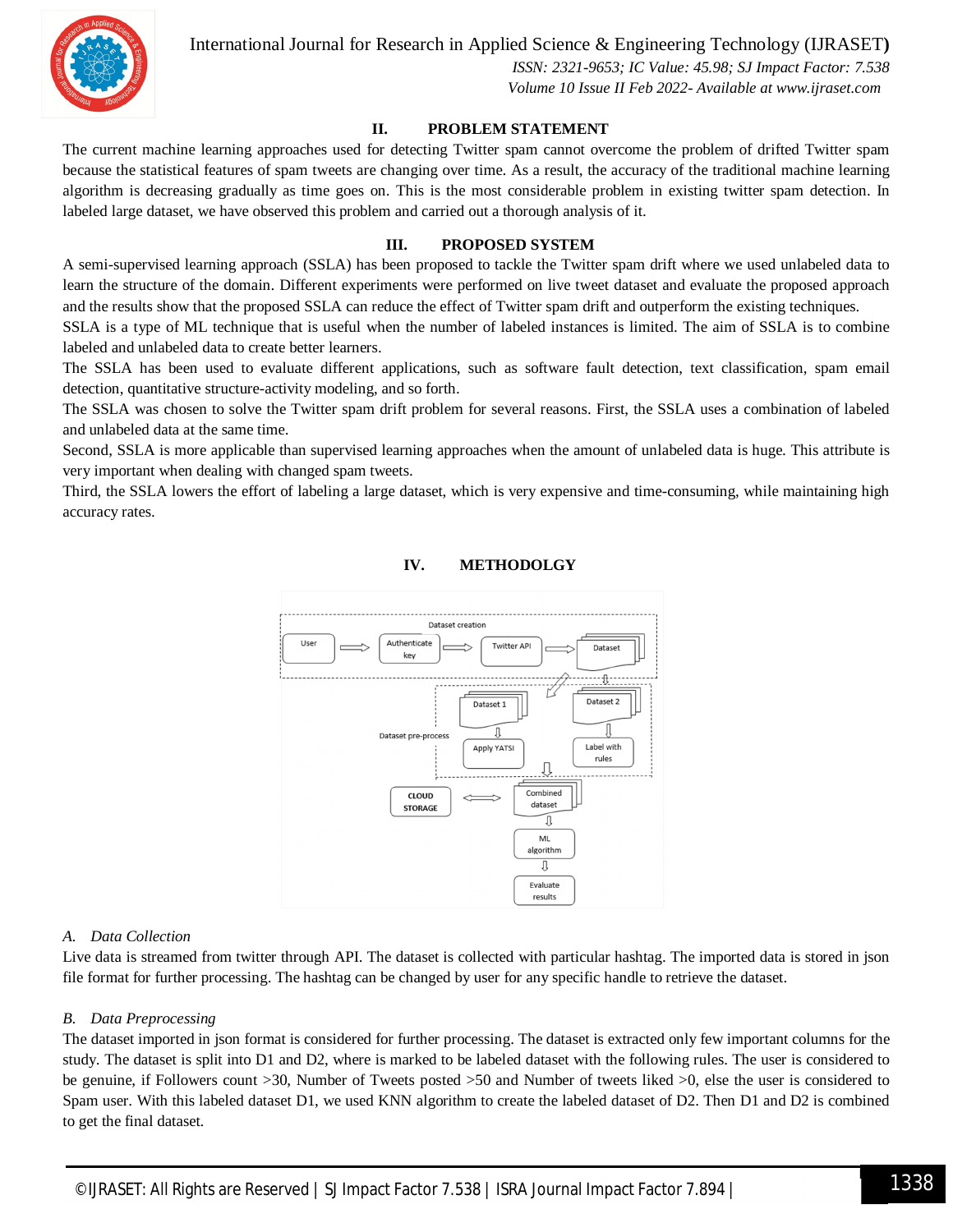## II. PROBLEM STATEMENT

The current machine learning approaches used for detecting Twitter spam cannot overcome the problem of drifted Twitter spam because the statistical features of spam tweets are changing over time. As a result, the accuracy of the traditional machine learning algorithm is decreasing gradually as time goes on. This is the most considerable problem in existing twitter spam detection. In labeled large dataset, we have observed this problem and carried out a thorough analysis of it.

## III. PROPOSED SYSTEM

A semi-supervised learning approach (SSLA) has been proposed to tackle the Twitter spam drift where we used unlabeled data to learn the structure of the domain. Different experiments were performed on live tweet dataset and evaluate the proposed approach and the results show that the proposed SSLA can reduce the effect of Twitter spam drift and outperform the existing techniques.

SSLA is a type of ML technique that is useful when the number of labeled instances is limited. The aim of SSLA is to combine labeled and unlabeled data to create better learners.

The SSLA has been used to evaluate different applications, such as software fault detection, text classification, spam email detection, quantitative structure-activity modeling, and so forth.

The SSLA was chosen to solve the Twitter spam drift problem for several reasons. First, the SSLA uses a combination of labeled and unlabeled data at the same time.

Second, SSLA is more applicable than supervised learning approaches when the amount of unlabeled data is huge. This attribute is very important when dealing with changed spam tweets.

Third, the SSLA lowers the effort of labeling a large dataset, which is very expensive and time-consuming, while maintaining high accuracy rates.

## IV. METHODOLGY

Dataset creation: User → Authenticate key → Twitter API → Dataset

Dataset pre-process: Dataset 1 → Apply YATSI; Dataset 2 → Label with rules

Combined dataset ⇔ CLOUD STORAGE

Combined dataset → ML algorithm → Evaluate results

### A. Data Collection

Live data is streamed from twitter through API. The dataset is collected with particular hashtag. The imported data is stored in json file format for further processing. The hashtag can be changed by user for any specific handle to retrieve the dataset.

### B. Data Preprocessing

The dataset imported in json format is considered for further processing. The dataset is extracted only few important columns for the study. The dataset is split into D1 and D2, where is marked to be labeled dataset with the following rules. The user is considered to be genuine, if Followers count >30, Number of Tweets posted >50 and Number of tweets liked >0, else the user is considered to Spam user. With this labeled dataset D1, we used KNN algorithm to create the labeled dataset of D2. Then D1 and D2 is combined to get the final dataset.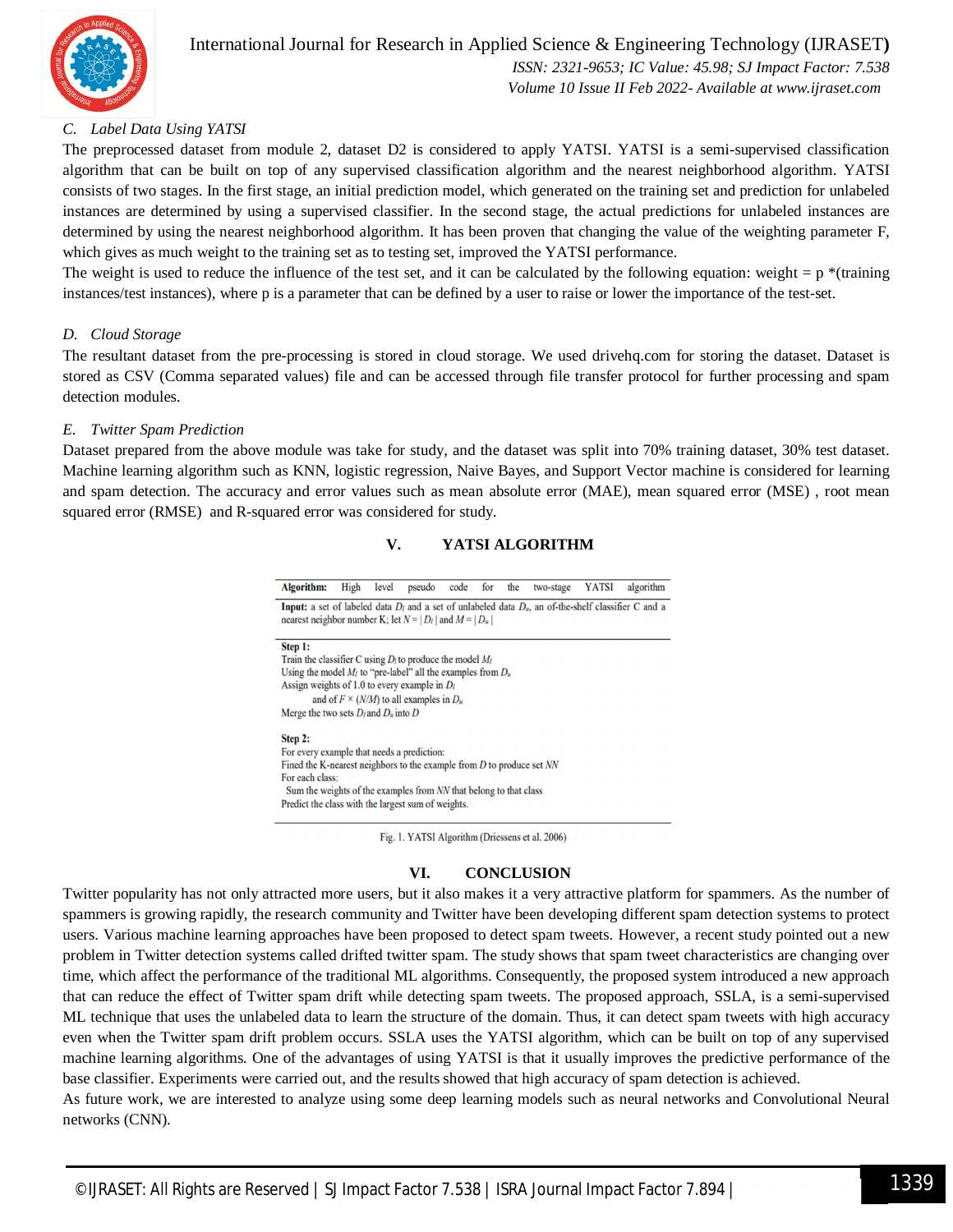### C. Label Data Using YATSI

The preprocessed dataset from module 2, dataset D2 is considered to apply YATSI. YATSI is a semi-supervised classification algorithm that can be built on top of any supervised classification algorithm and the nearest neighborhood algorithm. YATSI consists of two stages. In the first stage, an initial prediction model, which generated on the training set and prediction for unlabeled instances are determined by using a supervised classifier. In the second stage, the actual predictions for unlabeled instances are determined by using the nearest neighborhood algorithm. It has been proven that changing the value of the weighting parameter F, which gives as much weight to the training set as to testing set, improved the YATSI performance.

The weight is used to reduce the influence of the test set, and it can be calculated by the following equation: weight = p *(training instances/test instances), where p is a parameter that can be defined by a user to raise or lower the importance of the test-set.

### D. Cloud Storage

The resultant dataset from the pre-processing is stored in cloud storage. We used drivehq.com for storing the dataset. Dataset is stored as CSV (Comma separated values) file and can be accessed through file transfer protocol for further processing and spam detection modules.

### E. Twitter Spam Prediction

Dataset prepared from the above module was take for study, and the dataset was split into 70% training dataset, 30% test dataset. Machine learning algorithm such as KNN, logistic regression, Naive Bayes, and Support Vector machine is considered for learning and spam detection. The accuracy and error values such as mean absolute error (MAE), mean squared error (MSE) , root mean squared error (RMSE) and R-squared error was considered for study.

## V. YATSI ALGORITHM

**Algorithm:** High level pseudo code for the two-stage YATSI algorithm

**Input:** a set of labeled data $D_l$ and a set of unlabeled data $D_u$, an of-the-shelf classifier C and a nearest neighbor number K; let $N = |D_l|$ and $M = |D_u|$

**Step 1:**
Train the classifier C using $D_l$ to produce the model $M_l$
Using the model $M_l$ to "pre-label" all the examples from $D_u$
Assign weights of 1.0 to every example in $D_l$
and of $F \times (N/M)$ to all examples in $D_u$
Merge the two sets $D_l$ and $D_u$ into $D$

**Step 2:**
For every example that needs a prediction:
Fined the K-nearest neighbors to the example from $D$ to produce set $NN$
For each class:
Sum the weights of the examples from $NN$ that belong to that class
Predict the class with the largest sum of weights.

Fig. 1. YATSI Algorithm (Driessens et al. 2006)

## VI. CONCLUSION

Twitter popularity has not only attracted more users, but it also makes it a very attractive platform for spammers. As the number of spammers is growing rapidly, the research community and Twitter have been developing different spam detection systems to protect users. Various machine learning approaches have been proposed to detect spam tweets. However, a recent study pointed out a new problem in Twitter detection systems called drifted twitter spam. The study shows that spam tweet characteristics are changing over time, which affect the performance of the traditional ML algorithms. Consequently, the proposed system introduced a new approach that can reduce the effect of Twitter spam drift while detecting spam tweets. The proposed approach, SSLA, is a semi-supervised ML technique that uses the unlabeled data to learn the structure of the domain. Thus, it can detect spam tweets with high accuracy even when the Twitter spam drift problem occurs. SSLA uses the YATSI algorithm, which can be built on top of any supervised machine learning algorithms. One of the advantages of using YATSI is that it usually improves the predictive performance of the base classifier. Experiments were carried out, and the results showed that high accuracy of spam detection is achieved.

As future work, we are interested to analyze using some deep learning models such as neural networks and Convolutional Neural networks (CNN).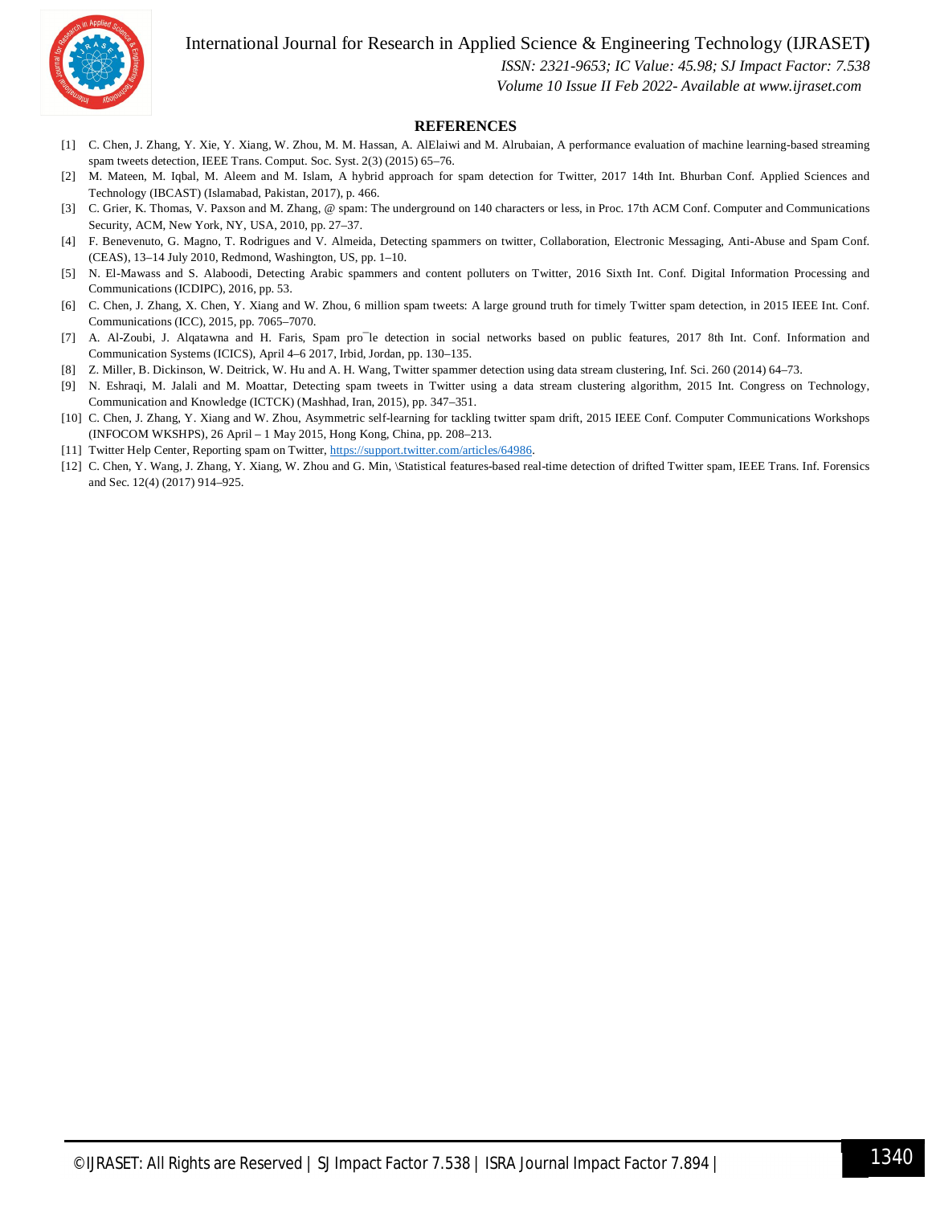## REFERENCES

[1] C. Chen, J. Zhang, Y. Xie, Y. Xiang, W. Zhou, M. M. Hassan, A. AlElaiwi and M. Alrubaian, A performance evaluation of machine learning-based streaming spam tweets detection, IEEE Trans. Comput. Soc. Syst. 2(3) (2015) 65–76.

[2] M. Mateen, M. Iqbal, M. Aleem and M. Islam, A hybrid approach for spam detection for Twitter, 2017 14th Int. Bhurban Conf. Applied Sciences and Technology (IBCAST) (Islamabad, Pakistan, 2017), p. 466.

[3] C. Grier, K. Thomas, V. Paxson and M. Zhang, @ spam: The underground on 140 characters or less, in Proc. 17th ACM Conf. Computer and Communications Security, ACM, New York, NY, USA, 2010, pp. 27–37.

[4] F. Benevenuto, G. Magno, T. Rodrigues and V. Almeida, Detecting spammers on twitter, Collaboration, Electronic Messaging, Anti-Abuse and Spam Conf. (CEAS), 13–14 July 2010, Redmond, Washington, US, pp. 1–10.

[5] N. El-Mawass and S. Alaboodi, Detecting Arabic spammers and content polluters on Twitter, 2016 Sixth Int. Conf. Digital Information Processing and Communications (ICDIPC), 2016, pp. 53.

[6] C. Chen, J. Zhang, X. Chen, Y. Xiang and W. Zhou, 6 million spam tweets: A large ground truth for timely Twitter spam detection, in 2015 IEEE Int. Conf. Communications (ICC), 2015, pp. 7065–7070.

[7] A. Al-Zoubi, J. Alqatawna and H. Faris, Spam pro¯le detection in social networks based on public features, 2017 8th Int. Conf. Information and Communication Systems (ICICS), April 4–6 2017, Irbid, Jordan, pp. 130–135.

[8] Z. Miller, B. Dickinson, W. Deitrick, W. Hu and A. H. Wang, Twitter spammer detection using data stream clustering, Inf. Sci. 260 (2014) 64–73.

[9] N. Eshraqi, M. Jalali and M. Moattar, Detecting spam tweets in Twitter using a data stream clustering algorithm, 2015 Int. Congress on Technology, Communication and Knowledge (ICTCK) (Mashhad, Iran, 2015), pp. 347–351.

[10] C. Chen, J. Zhang, Y. Xiang and W. Zhou, Asymmetric self-learning for tackling twitter spam drift, 2015 IEEE Conf. Computer Communications Workshops (INFOCOM WKSHPS), 26 April – 1 May 2015, Hong Kong, China, pp. 208–213.

[11] Twitter Help Center, Reporting spam on Twitter, https://support.twitter.com/articles/64986.

[12] C. Chen, Y. Wang, J. Zhang, Y. Xiang, W. Zhou and G. Min, \Statistical features-based real-time detection of drifted Twitter spam, IEEE Trans. Inf. Forensics and Sec. 12(4) (2017) 914–925.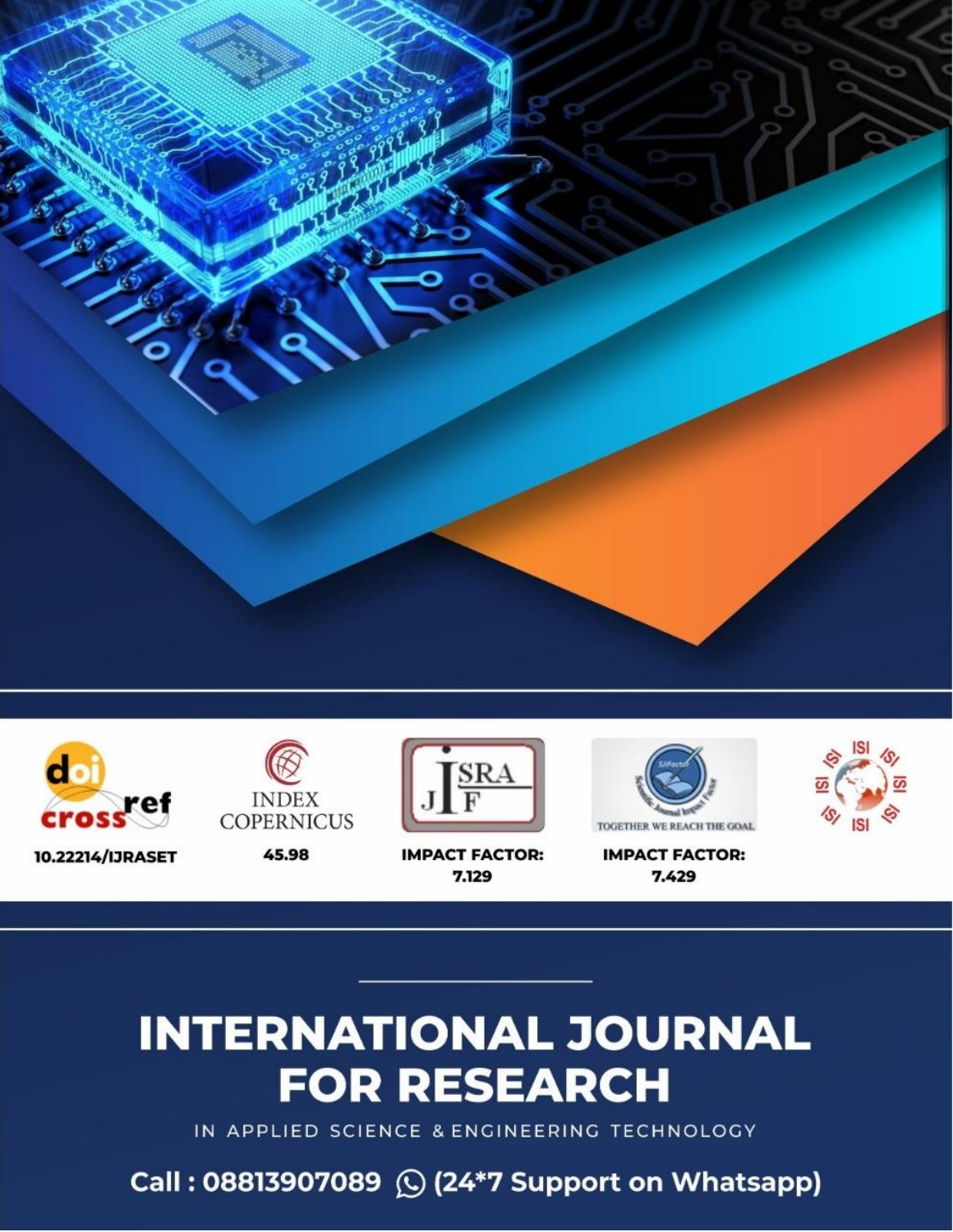10.22214/IJRASET

INDEX COPERNICUS

45.98

IMPACT FACTOR: 7.129

IMPACT FACTOR: 7.429

# INTERNATIONAL JOURNAL FOR RESEARCH

IN APPLIED SCIENCE & ENGINEERING TECHNOLOGY

Call : 08813907089 (24*7 Support on Whatsapp)